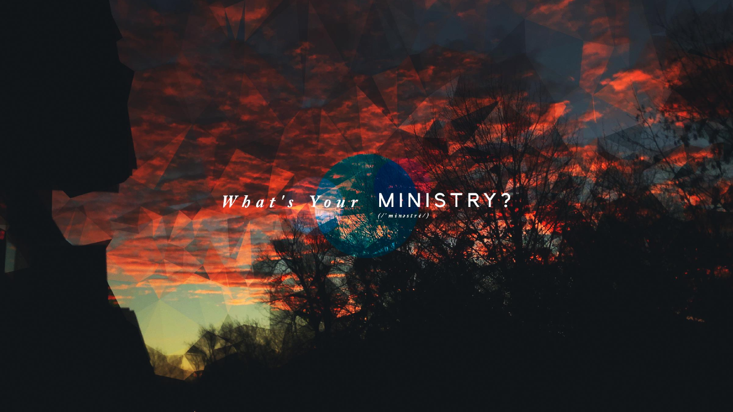# *What's Your* MINISTRY?

(/ˈminəstrē/)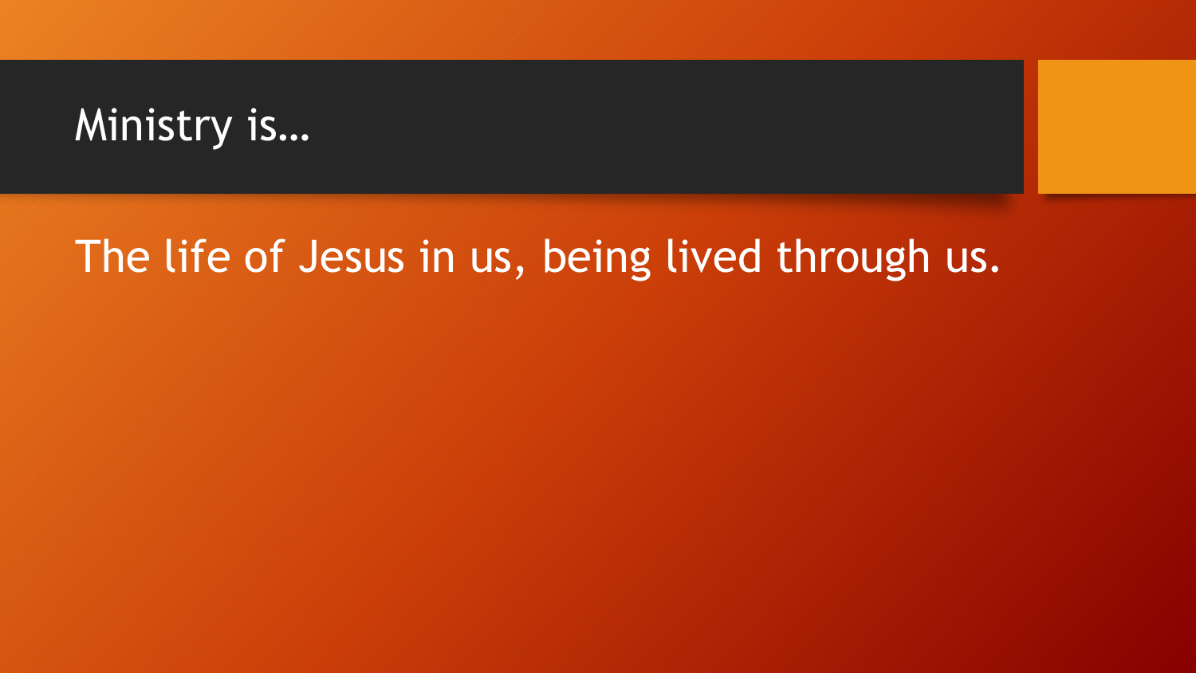# Ministry is…

The life of Jesus in us, being lived through us.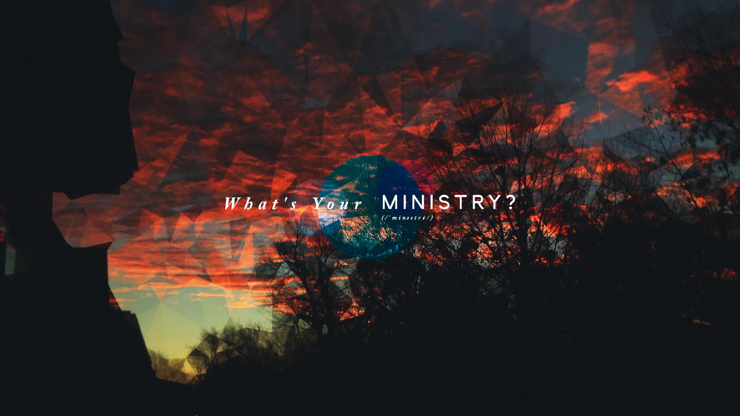*What's Your* MINISTRY?

(/ˈminəstrē/)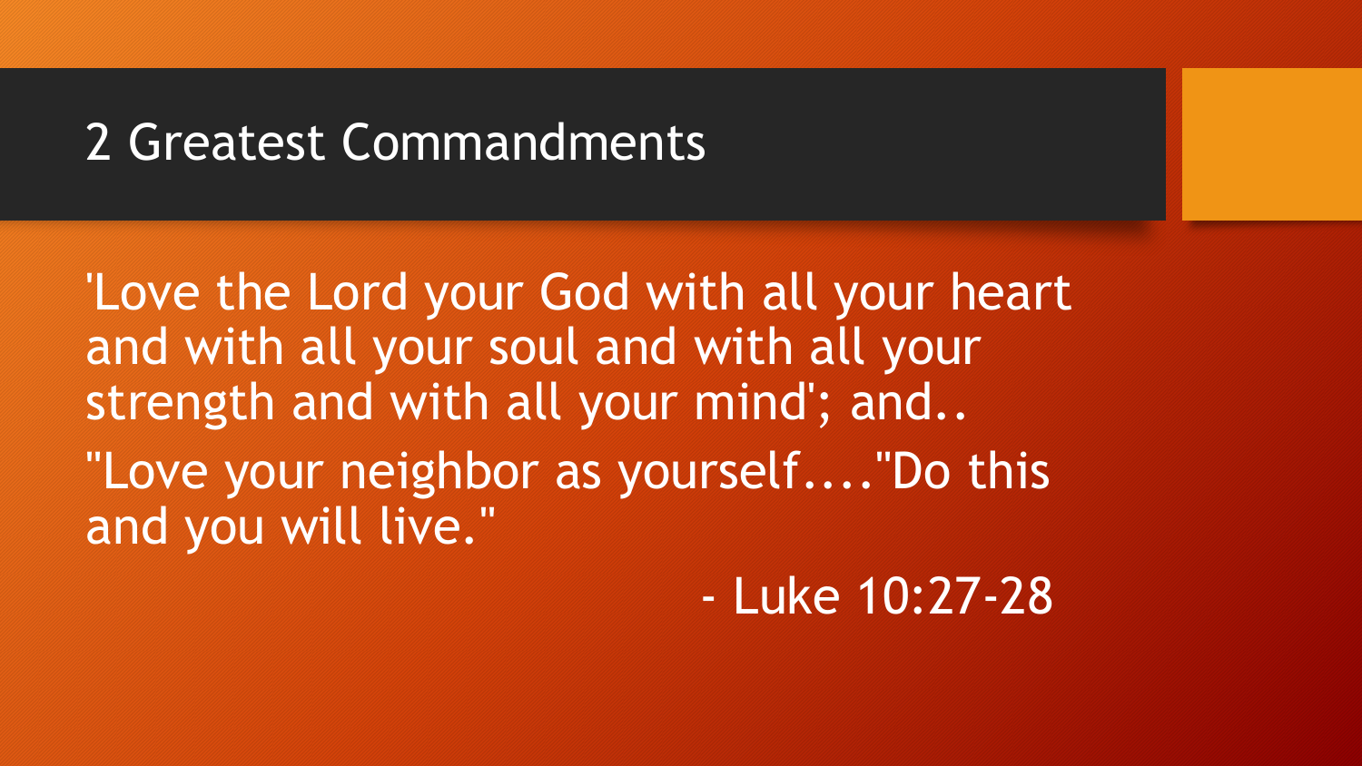# 2 Greatest Commandments

'Love the Lord your God with all your heart and with all your soul and with all your strength and with all your mind'; and..

"Love your neighbor as yourself...."Do this and you will live."

- Luke 10:27-28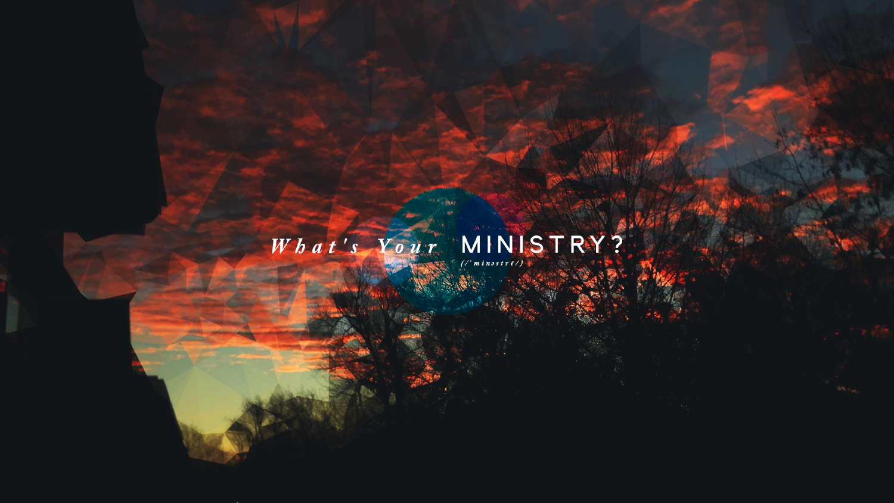*What's Your* MINISTRY?

*(/ˈminəstrē/)*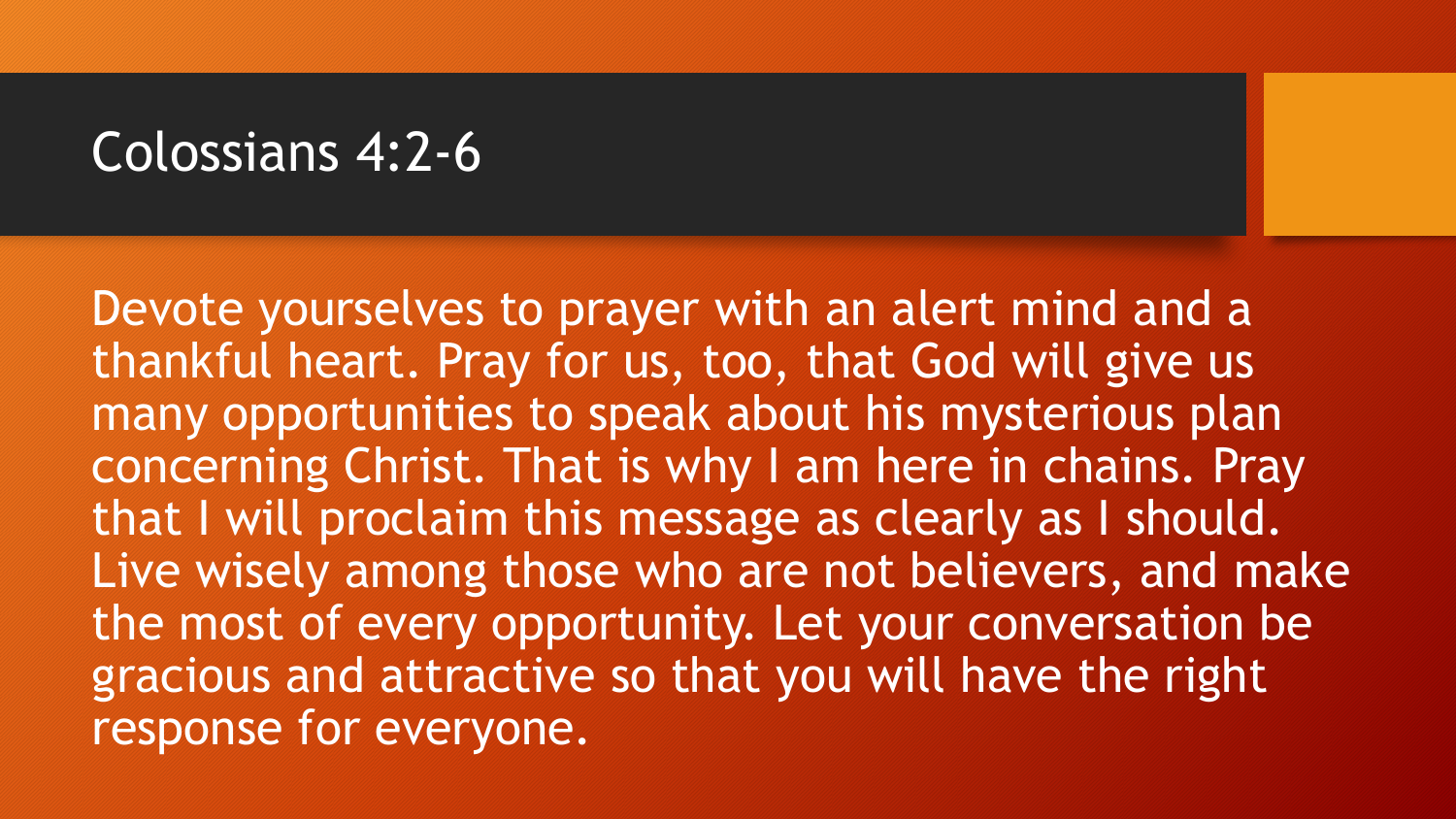# Colossians 4:2-6

Devote yourselves to prayer with an alert mind and a thankful heart. Pray for us, too, that God will give us many opportunities to speak about his mysterious plan concerning Christ. That is why I am here in chains. Pray that I will proclaim this message as clearly as I should. Live wisely among those who are not believers, and make the most of every opportunity. Let your conversation be gracious and attractive so that you will have the right response for everyone.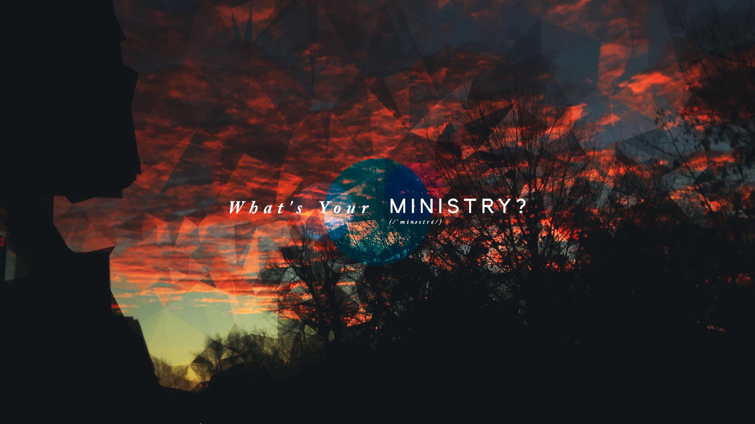# *What's Your* MINISTRY?

*(/ˈminəstrē/)*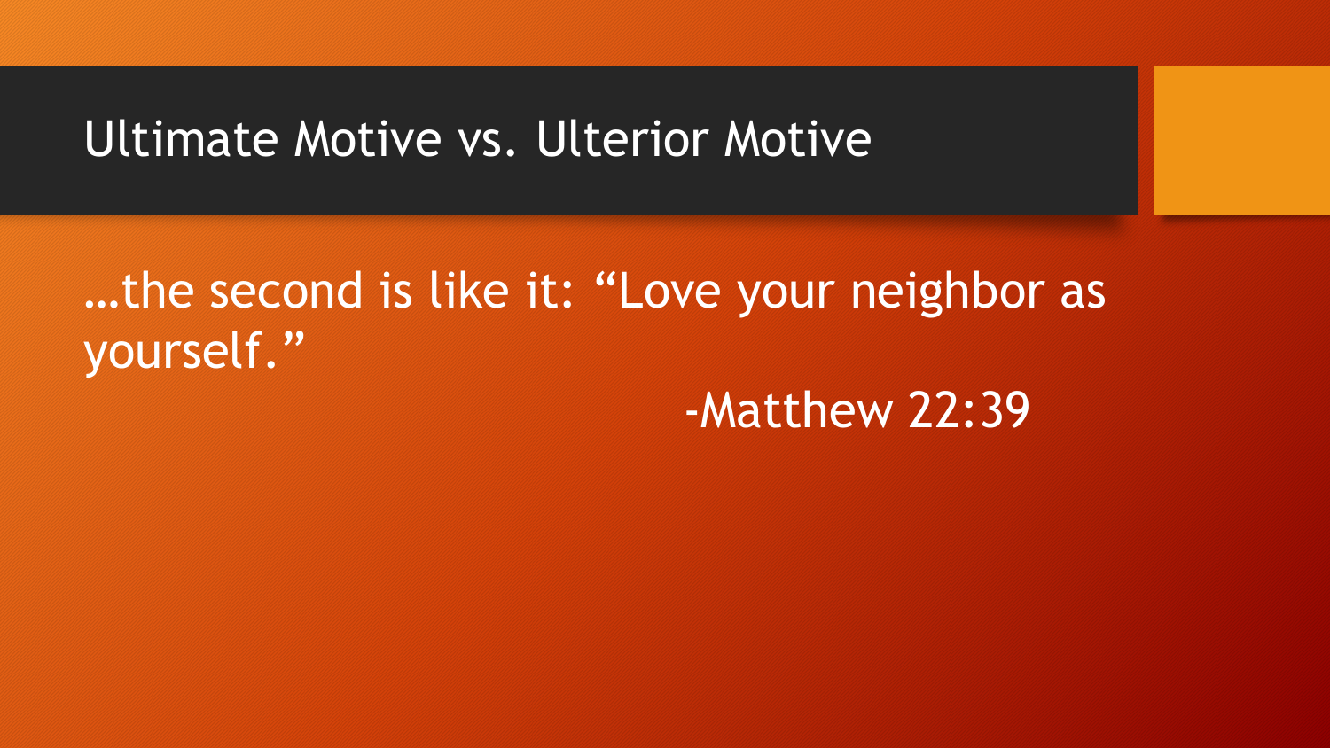# Ultimate Motive vs. Ulterior Motive

…the second is like it: "Love your neighbor as yourself."

-Matthew 22:39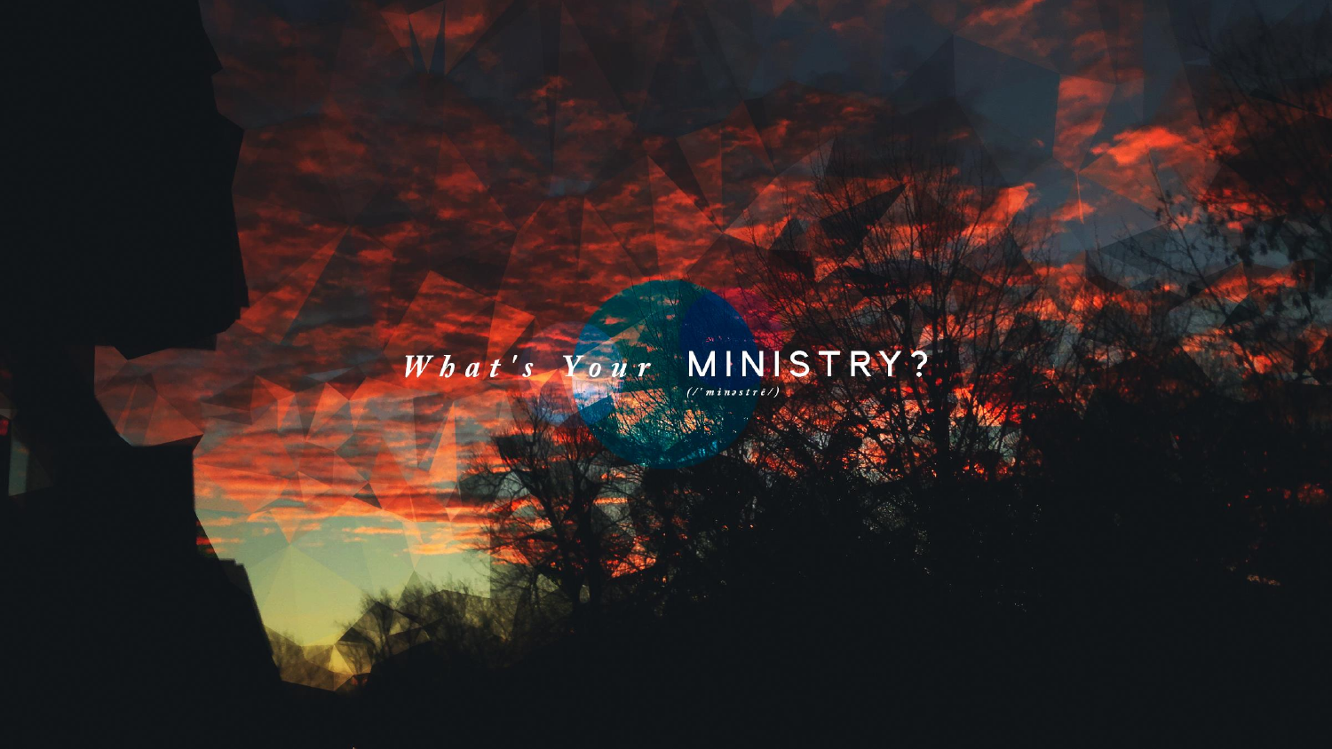*What's Your* MINISTRY?

*(/ˈminəstrē/)*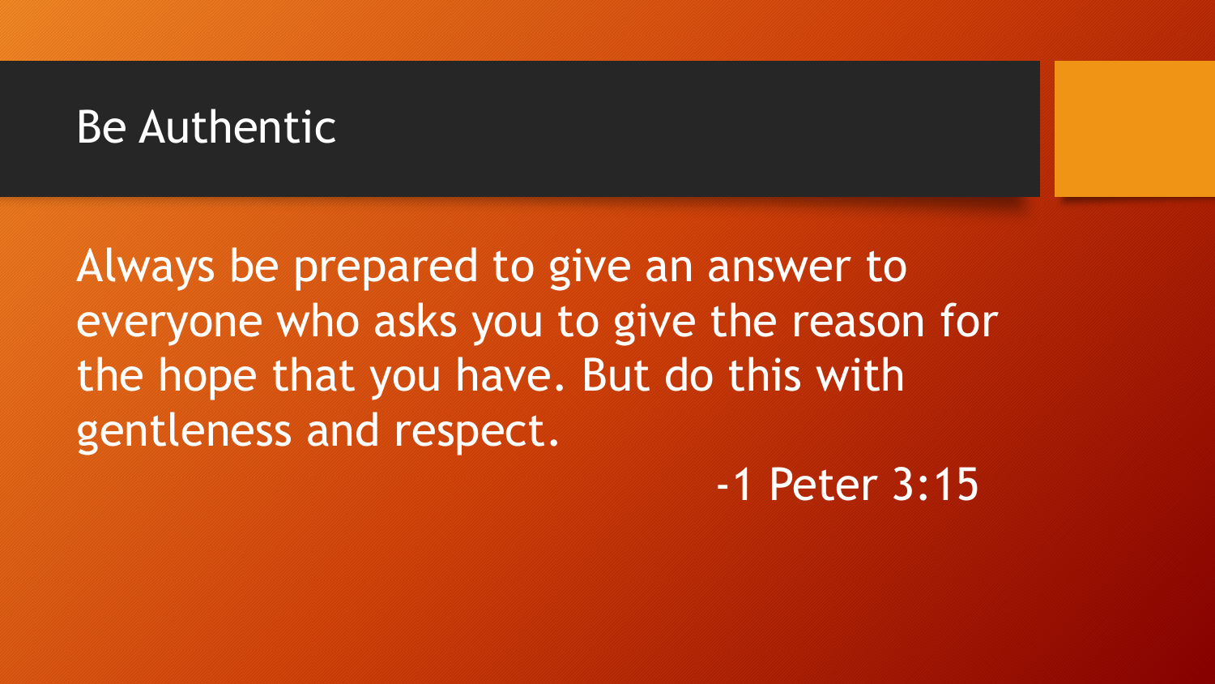# Be Authentic

Always be prepared to give an answer to everyone who asks you to give the reason for the hope that you have. But do this with gentleness and respect.

-1 Peter 3:15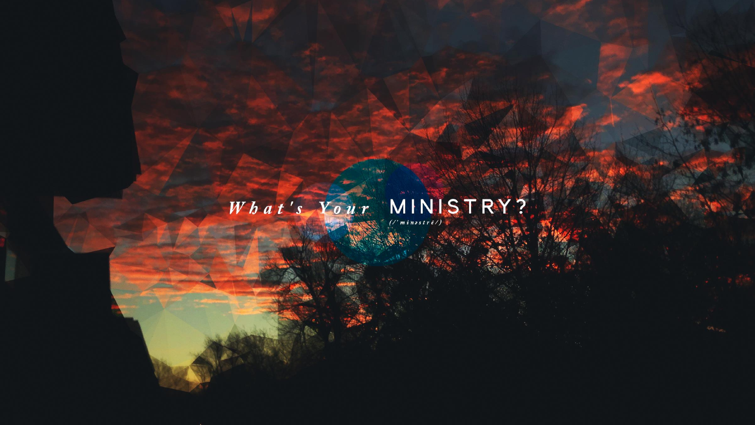*What's Your* MINISTRY?

(/ˈminəstrē/)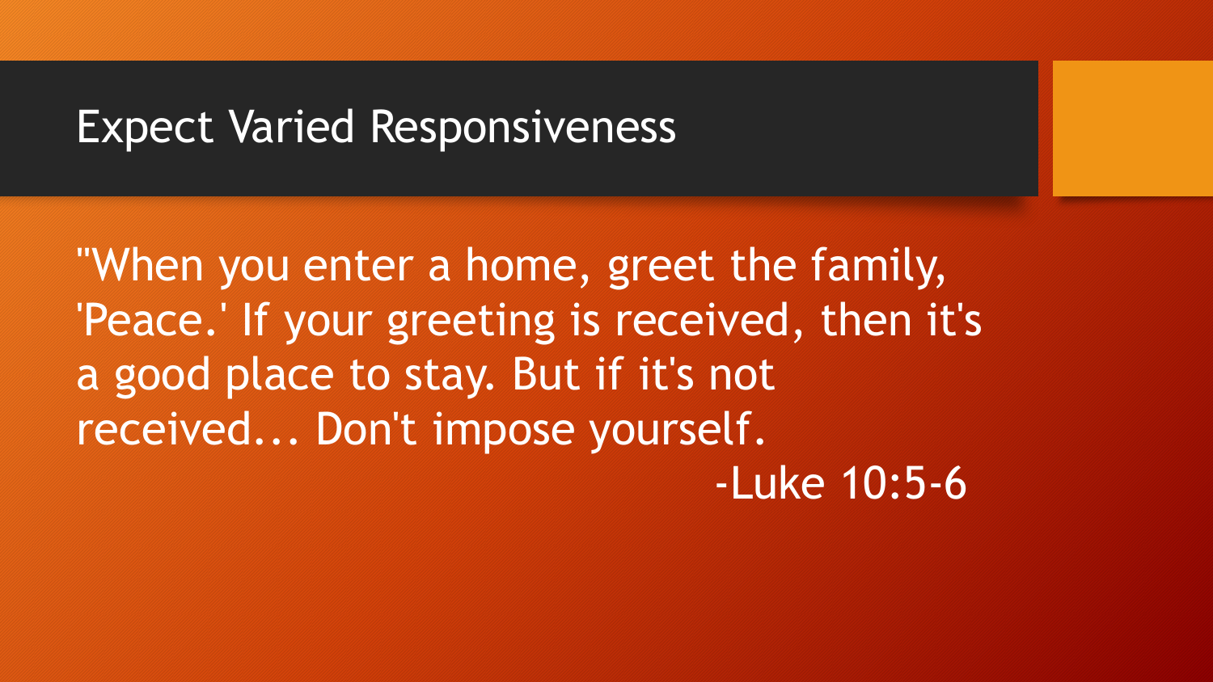# Expect Varied Responsiveness

"When you enter a home, greet the family, 'Peace.' If your greeting is received, then it's a good place to stay. But if it's not received... Don't impose yourself.

-Luke 10:5-6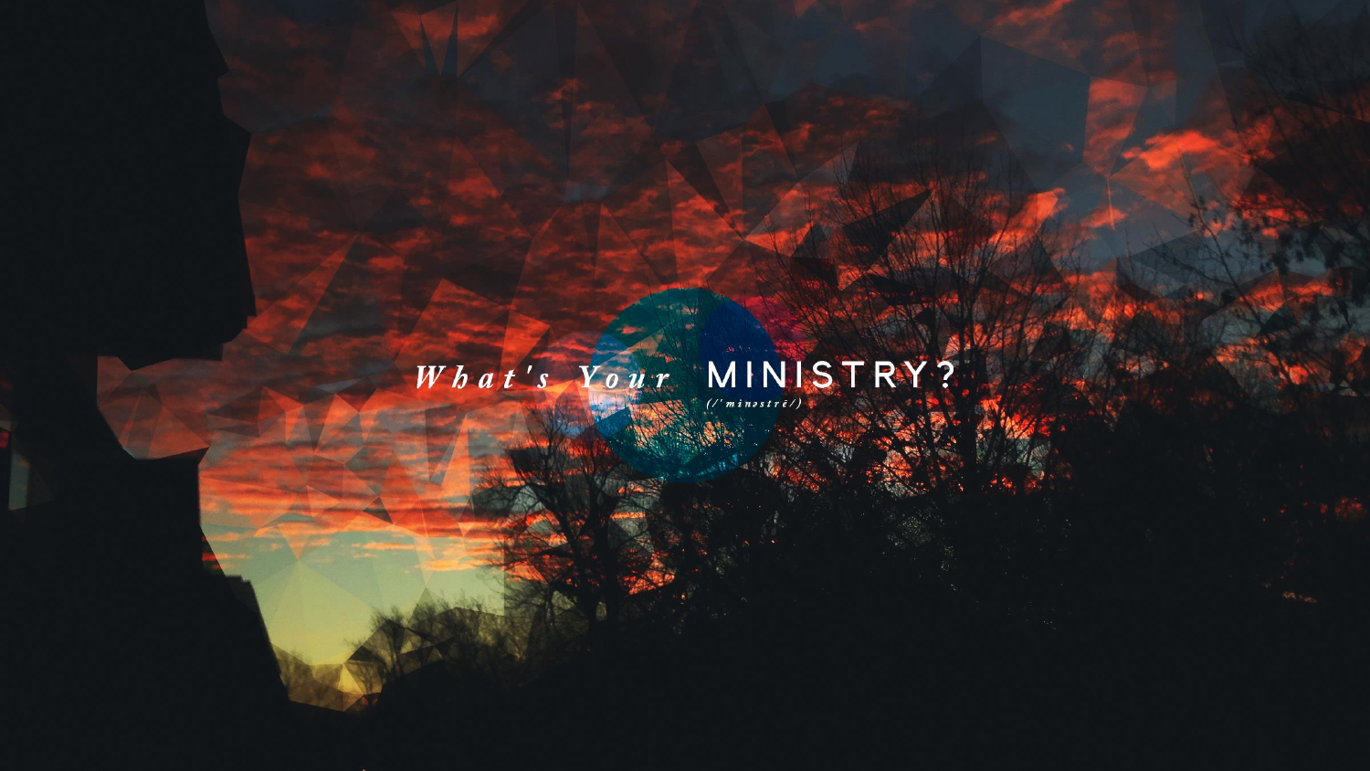*What's Your* MINISTRY?

*(/ˈminəstrē/)*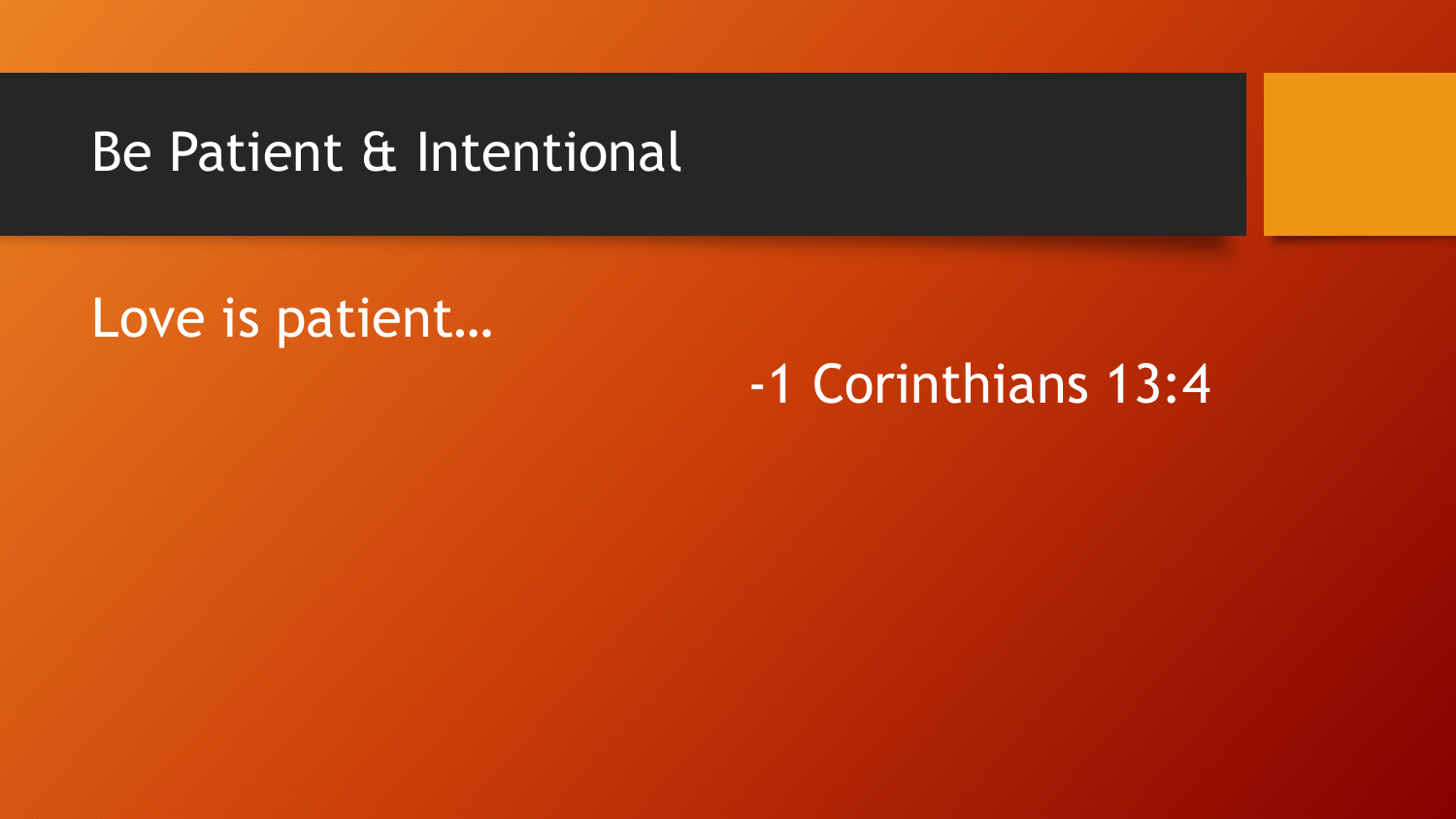# Be Patient & Intentional

Love is patient…

-1 Corinthians 13:4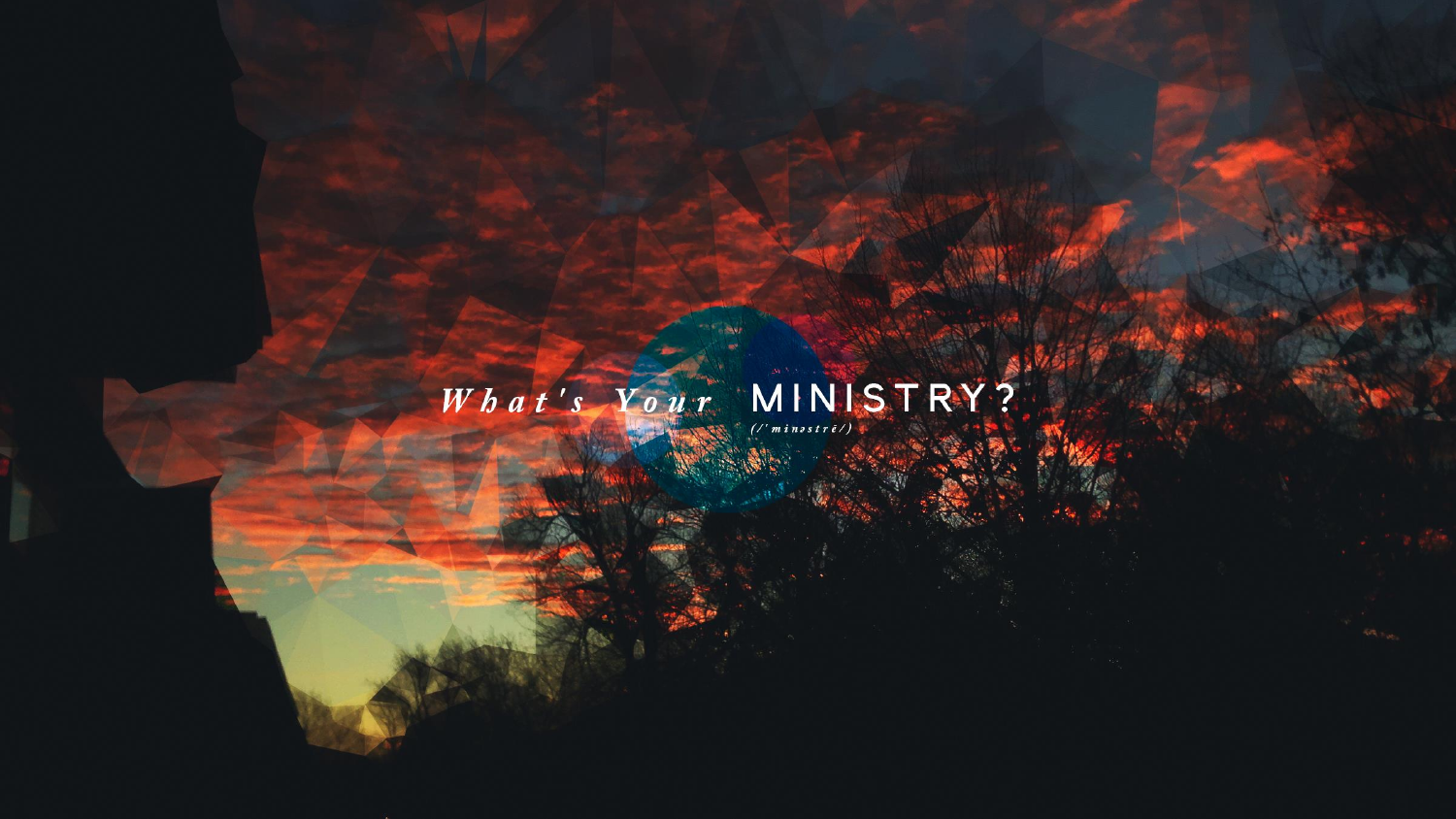*What's Your* MINISTRY?

(/ˈminəstrē/)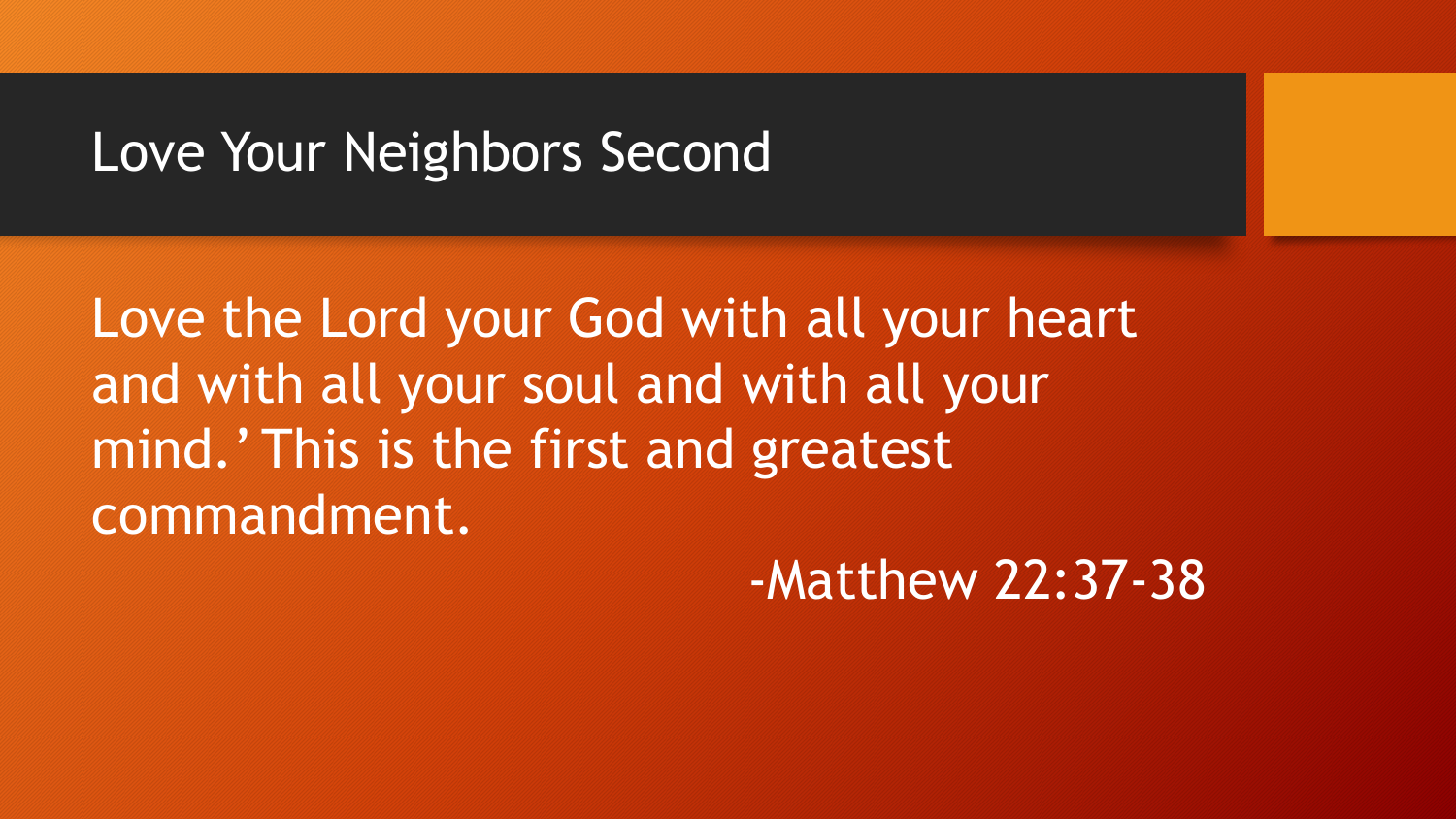# Love Your Neighbors Second

Love the Lord your God with all your heart and with all your soul and with all your mind.' This is the first and greatest commandment.

-Matthew 22:37-38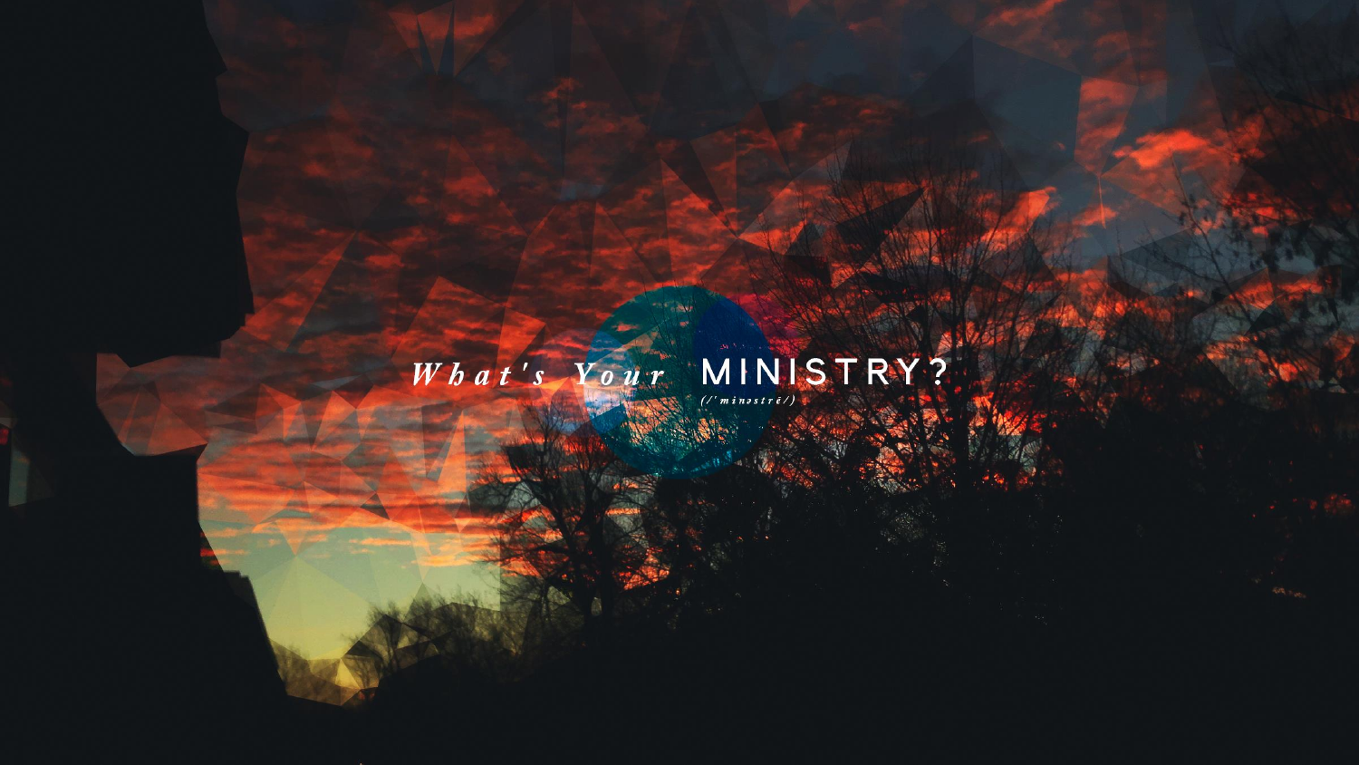*What's Your* MINISTRY?

*(/ˈminəstrē/)*